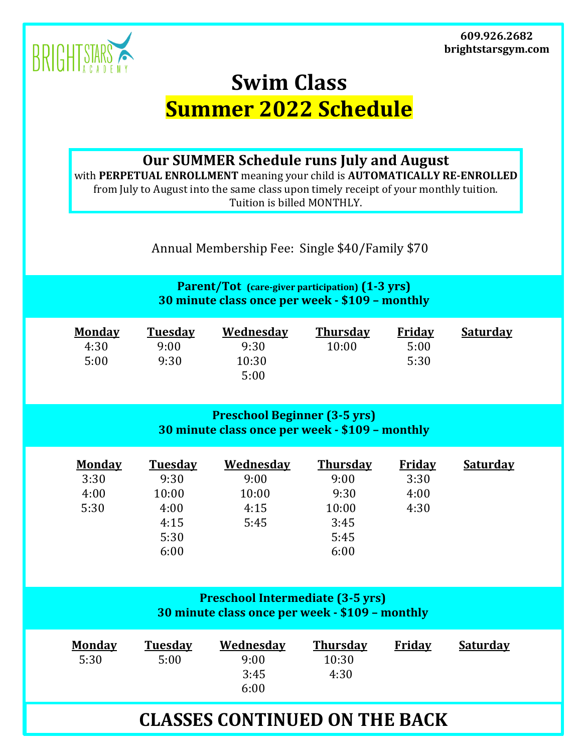BRIGHTSTARS ACADEMY

609.926.2682
brightstarsgym.com

# Swim Class
## Summer 2022 Schedule

**Our SUMMER Schedule runs July and August**
with **PERPETUAL ENROLLMENT** meaning your child is **AUTOMATICALLY RE-ENROLLED** from July to August into the same class upon timely receipt of your monthly tuition. Tuition is billed MONTHLY.

Annual Membership Fee: Single $40/Family $70

### Parent/Tot (care-giver participation) (1-3 yrs)
**30 minute class once per week - $109 – monthly**

| Monday | Tuesday | Wednesday | Thursday | Friday | Saturday |
|---|---|---|---|---|---|
| 4:30 | 9:00 | 9:30 | 10:00 | 5:00 | |
| 5:00 | 9:30 | 10:30 | | 5:30 | |
| | | 5:00 | | | |

### Preschool Beginner (3-5 yrs)
**30 minute class once per week - $109 – monthly**

| Monday | Tuesday | Wednesday | Thursday | Friday | Saturday |
|---|---|---|---|---|---|
| 3:30 | 9:30 | 9:00 | 9:00 | 3:30 | |
| 4:00 | 10:00 | 10:00 | 9:30 | 4:00 | |
| 5:30 | 4:00 | 4:15 | 10:00 | 4:30 | |
| | 4:15 | 5:45 | 3:45 | | |
| | 5:30 | | 5:45 | | |
| | 6:00 | | 6:00 | | |

### Preschool Intermediate (3-5 yrs)
**30 minute class once per week - $109 – monthly**

| Monday | Tuesday | Wednesday | Thursday | Friday | Saturday |
|---|---|---|---|---|---|
| 5:30 | 5:00 | 9:00 | 10:30 | | |
| | | 3:45 | 4:30 | | |
| | | 6:00 | | | |

## CLASSES CONTINUED ON THE BACK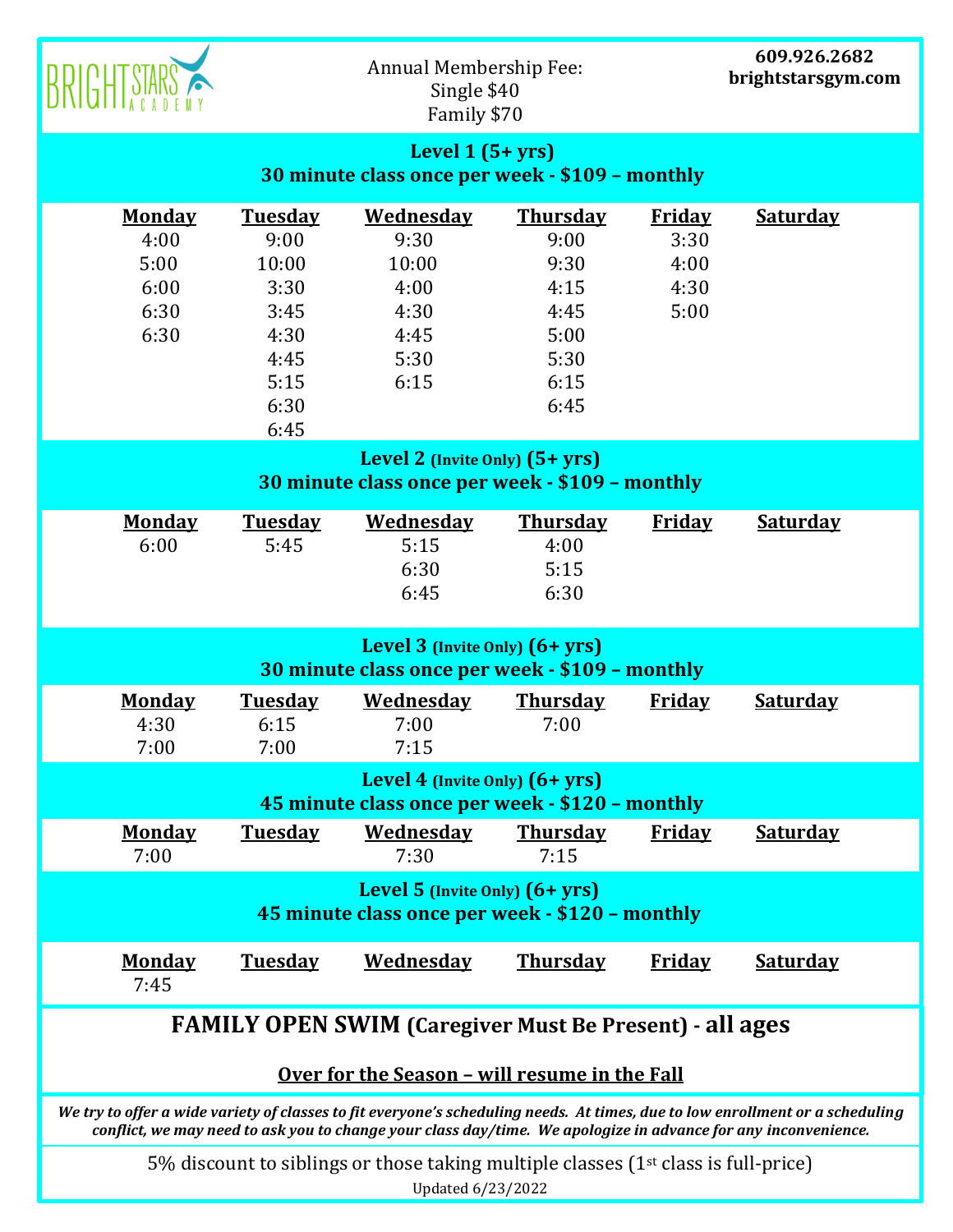BRIGHT STARS ACADEMY

Annual Membership Fee:
Single $40
Family $70

**609.926.2682**
**brightstarsgym.com**

## Level 1 (5+ yrs)
**30 minute class once per week - $109 – monthly**

| Monday | Tuesday | Wednesday | Thursday | Friday | Saturday |
|---|---|---|---|---|---|
| 4:00 | 9:00 | 9:30 | 9:00 | 3:30 | |
| 5:00 | 10:00 | 10:00 | 9:30 | 4:00 | |
| 6:00 | 3:30 | 4:00 | 4:15 | 4:30 | |
| 6:30 | 3:45 | 4:30 | 4:45 | 5:00 | |
| 6:30 | 4:30 | 4:45 | 5:00 | | |
| | 4:45 | 5:30 | 5:30 | | |
| | 5:15 | 6:15 | 6:15 | | |
| | 6:30 | | 6:45 | | |
| | 6:45 | | | | |

## Level 2 (Invite Only) (5+ yrs)
**30 minute class once per week - $109 – monthly**

| Monday | Tuesday | Wednesday | Thursday | Friday | Saturday |
|---|---|---|---|---|---|
| 6:00 | 5:45 | 5:15 | 4:00 | | |
| | | 6:30 | 5:15 | | |
| | | 6:45 | 6:30 | | |

## Level 3 (Invite Only) (6+ yrs)
**30 minute class once per week - $109 – monthly**

| Monday | Tuesday | Wednesday | Thursday | Friday | Saturday |
|---|---|---|---|---|---|
| 4:30 | 6:15 | 7:00 | 7:00 | | |
| 7:00 | 7:00 | 7:15 | | | |

## Level 4 (Invite Only) (6+ yrs)
**45 minute class once per week - $120 – monthly**

| Monday | Tuesday | Wednesday | Thursday | Friday | Saturday |
|---|---|---|---|---|---|
| 7:00 | | 7:30 | 7:15 | | |

## Level 5 (Invite Only) (6+ yrs)
**45 minute class once per week - $120 – monthly**

| Monday | Tuesday | Wednesday | Thursday | Friday | Saturday |
|---|---|---|---|---|---|
| 7:45 | | | | | |

## FAMILY OPEN SWIM (Caregiver Must Be Present) - all ages

**Over for the Season – will resume in the Fall**

***We try to offer a wide variety of classes to fit everyone's scheduling needs. At times, due to low enrollment or a scheduling conflict, we may need to ask you to change your class day/time. We apologize in advance for any inconvenience.***

5% discount to siblings or those taking multiple classes (1st class is full-price)

Updated 6/23/2022